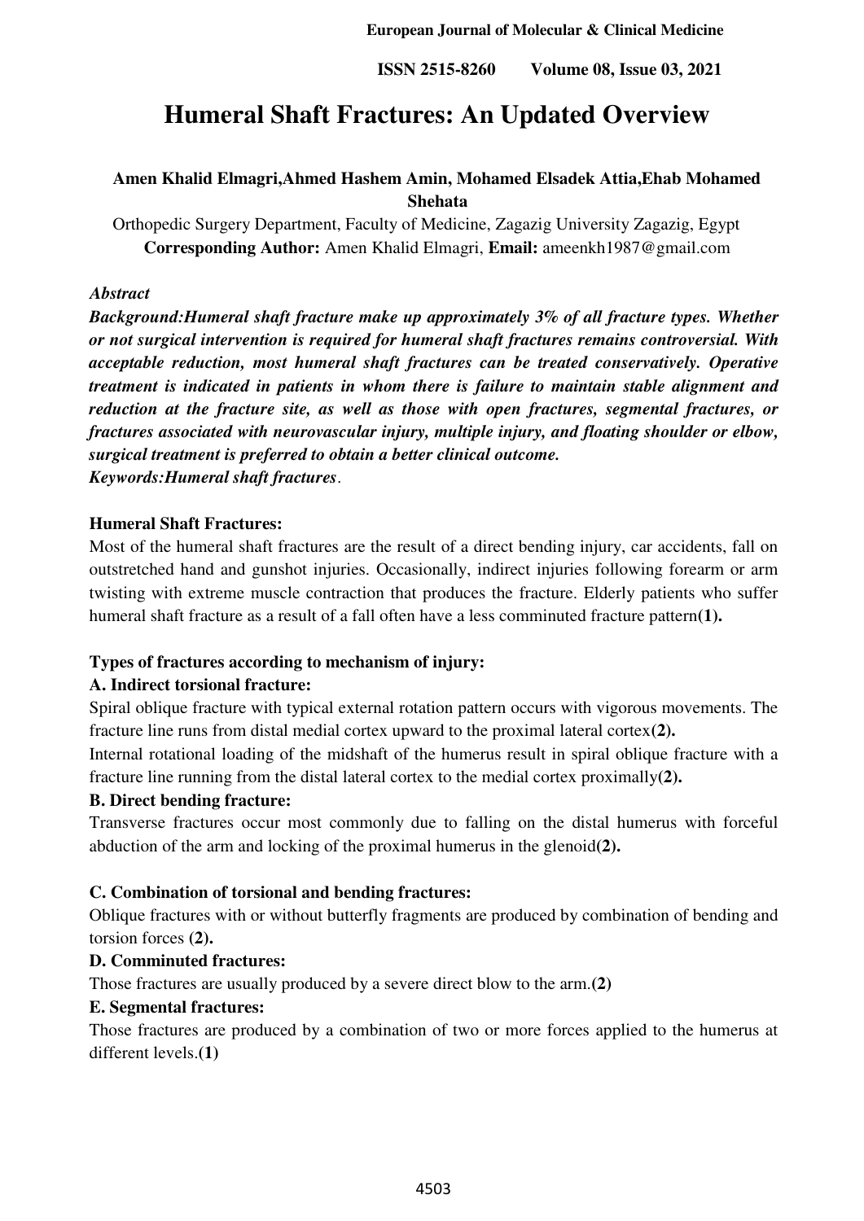# Humeral Shaft Fractures: An Updated Overview

**Amen Khalid Elmagri,Ahmed Hashem Amin, Mohamed Elsadek Attia,Ehab Mohamed Shehata**

Orthopedic Surgery Department, Faculty of Medicine, Zagazig University Zagazig, Egypt

**Corresponding Author:** Amen Khalid Elmagri, **Email:** ameenkh1987@gmail.com

*Abstract*

***Background:Humeral shaft fracture make up approximately 3% of all fracture types. Whether or not surgical intervention is required for humeral shaft fractures remains controversial. With acceptable reduction, most humeral shaft fractures can be treated conservatively. Operative treatment is indicated in patients in whom there is failure to maintain stable alignment and reduction at the fracture site, as well as those with open fractures, segmental fractures, or fractures associated with neurovascular injury, multiple injury, and floating shoulder or elbow, surgical treatment is preferred to obtain a better clinical outcome.***

***Keywords:Humeral shaft fractures***.

**Humeral Shaft Fractures:**

Most of the humeral shaft fractures are the result of a direct bending injury, car accidents, fall on outstretched hand and gunshot injuries. Occasionally, indirect injuries following forearm or arm twisting with extreme muscle contraction that produces the fracture. Elderly patients who suffer humeral shaft fracture as a result of a fall often have a less comminuted fracture pattern**(1).**

**Types of fractures according to mechanism of injury:**

**A. Indirect torsional fracture:**

Spiral oblique fracture with typical external rotation pattern occurs with vigorous movements. The fracture line runs from distal medial cortex upward to the proximal lateral cortex**(2).**

Internal rotational loading of the midshaft of the humerus result in spiral oblique fracture with a fracture line running from the distal lateral cortex to the medial cortex proximally**(2).**

**B. Direct bending fracture:**

Transverse fractures occur most commonly due to falling on the distal humerus with forceful abduction of the arm and locking of the proximal humerus in the glenoid**(2).**

**C. Combination of torsional and bending fractures:**

Oblique fractures with or without butterfly fragments are produced by combination of bending and torsion forces **(2).**

**D. Comminuted fractures:**

Those fractures are usually produced by a severe direct blow to the arm.**(2)**

**E. Segmental fractures:**

Those fractures are produced by a combination of two or more forces applied to the humerus at different levels.**(1)**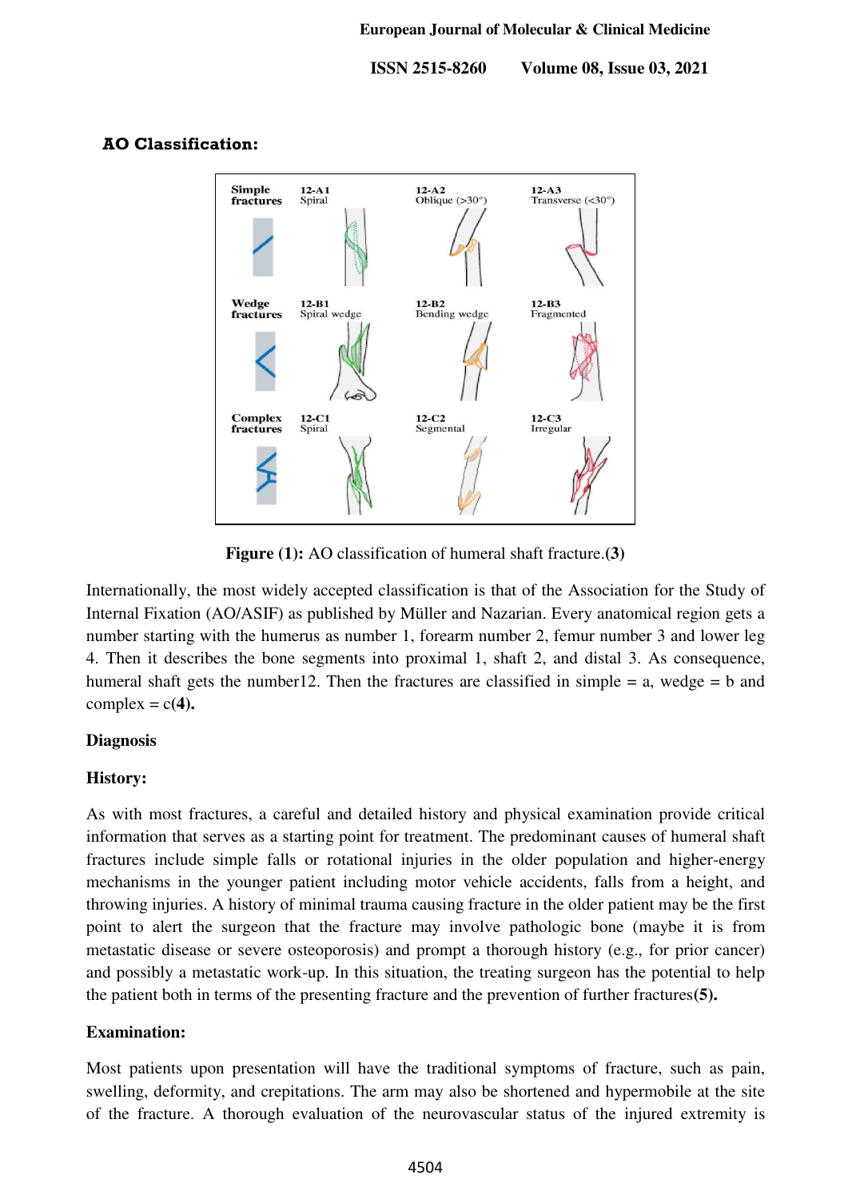## AO Classification:

Figure (1): AO classification of humeral shaft fracture.(3)

Internationally, the most widely accepted classification is that of the Association for the Study of Internal Fixation (AO/ASIF) as published by Müller and Nazarian. Every anatomical region gets a number starting with the humerus as number 1, forearm number 2, femur number 3 and lower leg 4. Then it describes the bone segments into proximal 1, shaft 2, and distal 3. As consequence, humeral shaft gets the number12. Then the fractures are classified in simple = a, wedge = b and complex = c**(4).**

### Diagnosis

### History:

As with most fractures, a careful and detailed history and physical examination provide critical information that serves as a starting point for treatment. The predominant causes of humeral shaft fractures include simple falls or rotational injuries in the older population and higher-energy mechanisms in the younger patient including motor vehicle accidents, falls from a height, and throwing injuries. A history of minimal trauma causing fracture in the older patient may be the first point to alert the surgeon that the fracture may involve pathologic bone (maybe it is from metastatic disease or severe osteoporosis) and prompt a thorough history (e.g., for prior cancer) and possibly a metastatic work-up. In this situation, the treating surgeon has the potential to help the patient both in terms of the presenting fracture and the prevention of further fractures**(5).**

### Examination:

Most patients upon presentation will have the traditional symptoms of fracture, such as pain, swelling, deformity, and crepitations. The arm may also be shortened and hypermobile at the site of the fracture. A thorough evaluation of the neurovascular status of the injured extremity is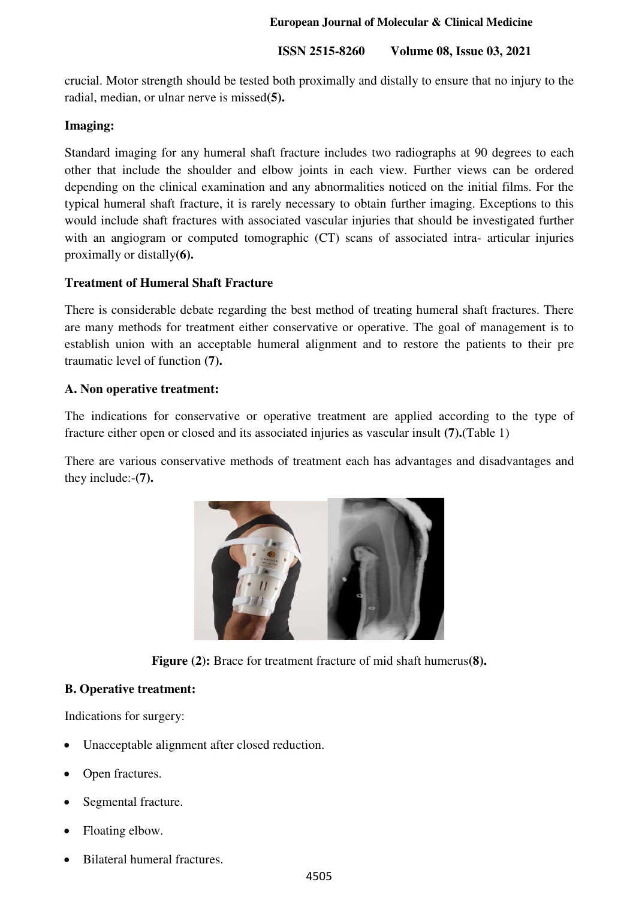crucial. Motor strength should be tested both proximally and distally to ensure that no injury to the radial, median, or ulnar nerve is missed**(5).**

**Imaging:**

Standard imaging for any humeral shaft fracture includes two radiographs at 90 degrees to each other that include the shoulder and elbow joints in each view. Further views can be ordered depending on the clinical examination and any abnormalities noticed on the initial films. For the typical humeral shaft fracture, it is rarely necessary to obtain further imaging. Exceptions to this would include shaft fractures with associated vascular injuries that should be investigated further with an angiogram or computed tomographic (CT) scans of associated intra- articular injuries proximally or distally**(6).**

**Treatment of Humeral Shaft Fracture**

There is considerable debate regarding the best method of treating humeral shaft fractures. There are many methods for treatment either conservative or operative. The goal of management is to establish union with an acceptable humeral alignment and to restore the patients to their pre traumatic level of function **(7).**

**A. Non operative treatment:**

The indications for conservative or operative treatment are applied according to the type of fracture either open or closed and its associated injuries as vascular insult **(7).**(Table 1)

There are various conservative methods of treatment each has advantages and disadvantages and they include:-**(7).**

**Figure (2):** Brace for treatment fracture of mid shaft humerus**(8).**

**B. Operative treatment:**

Indications for surgery:

- Unacceptable alignment after closed reduction.
- Open fractures.
- Segmental fracture.
- Floating elbow.
- Bilateral humeral fractures.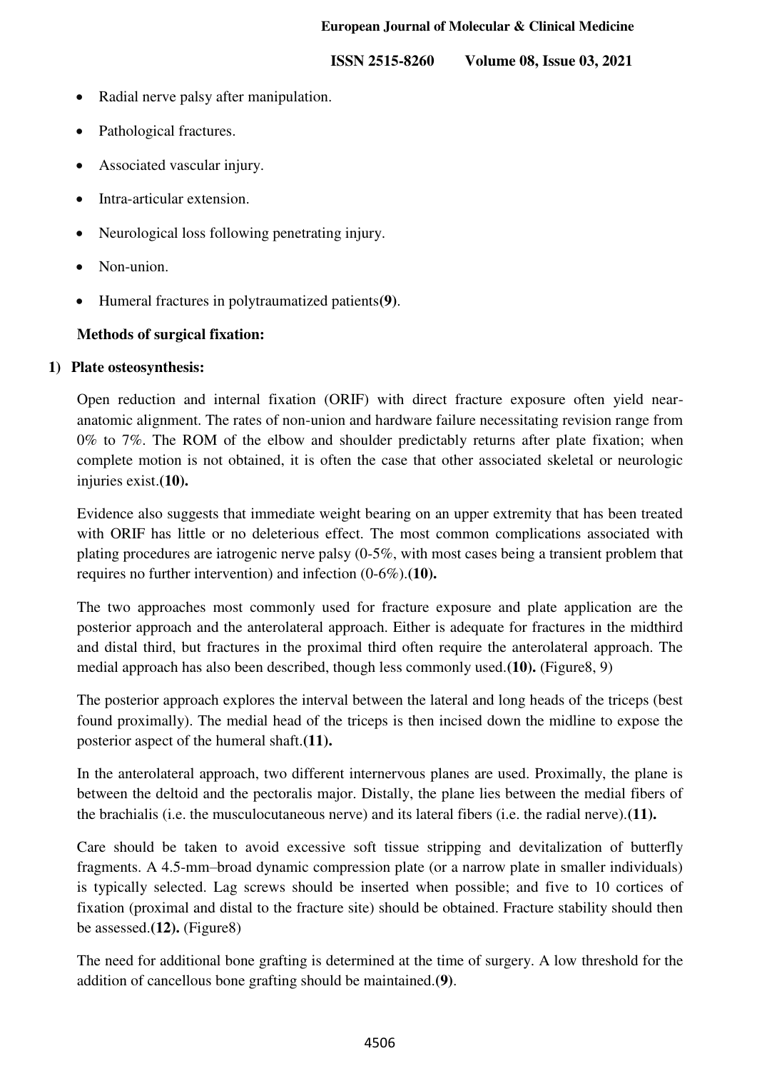- Radial nerve palsy after manipulation.
- Pathological fractures.
- Associated vascular injury.
- Intra-articular extension.
- Neurological loss following penetrating injury.
- Non-union.
- Humeral fractures in polytraumatized patients**(9)**.

**Methods of surgical fixation:**

**1) Plate osteosynthesis:**

Open reduction and internal fixation (ORIF) with direct fracture exposure often yield near-anatomic alignment. The rates of non-union and hardware failure necessitating revision range from 0% to 7%. The ROM of the elbow and shoulder predictably returns after plate fixation; when complete motion is not obtained, it is often the case that other associated skeletal or neurologic injuries exist.**(10).**

Evidence also suggests that immediate weight bearing on an upper extremity that has been treated with ORIF has little or no deleterious effect. The most common complications associated with plating procedures are iatrogenic nerve palsy (0-5%, with most cases being a transient problem that requires no further intervention) and infection (0-6%).**(10).**

The two approaches most commonly used for fracture exposure and plate application are the posterior approach and the anterolateral approach. Either is adequate for fractures in the midthird and distal third, but fractures in the proximal third often require the anterolateral approach. The medial approach has also been described, though less commonly used.**(10).** (Figure8, 9)

The posterior approach explores the interval between the lateral and long heads of the triceps (best found proximally). The medial head of the triceps is then incised down the midline to expose the posterior aspect of the humeral shaft.**(11).**

In the anterolateral approach, two different internervous planes are used. Proximally, the plane is between the deltoid and the pectoralis major. Distally, the plane lies between the medial fibers of the brachialis (i.e. the musculocutaneous nerve) and its lateral fibers (i.e. the radial nerve).**(11).**

Care should be taken to avoid excessive soft tissue stripping and devitalization of butterfly fragments. A 4.5-mm–broad dynamic compression plate (or a narrow plate in smaller individuals) is typically selected. Lag screws should be inserted when possible; and five to 10 cortices of fixation (proximal and distal to the fracture site) should be obtained. Fracture stability should then be assessed.**(12).** (Figure8)

The need for additional bone grafting is determined at the time of surgery. A low threshold for the addition of cancellous bone grafting should be maintained.**(9)**.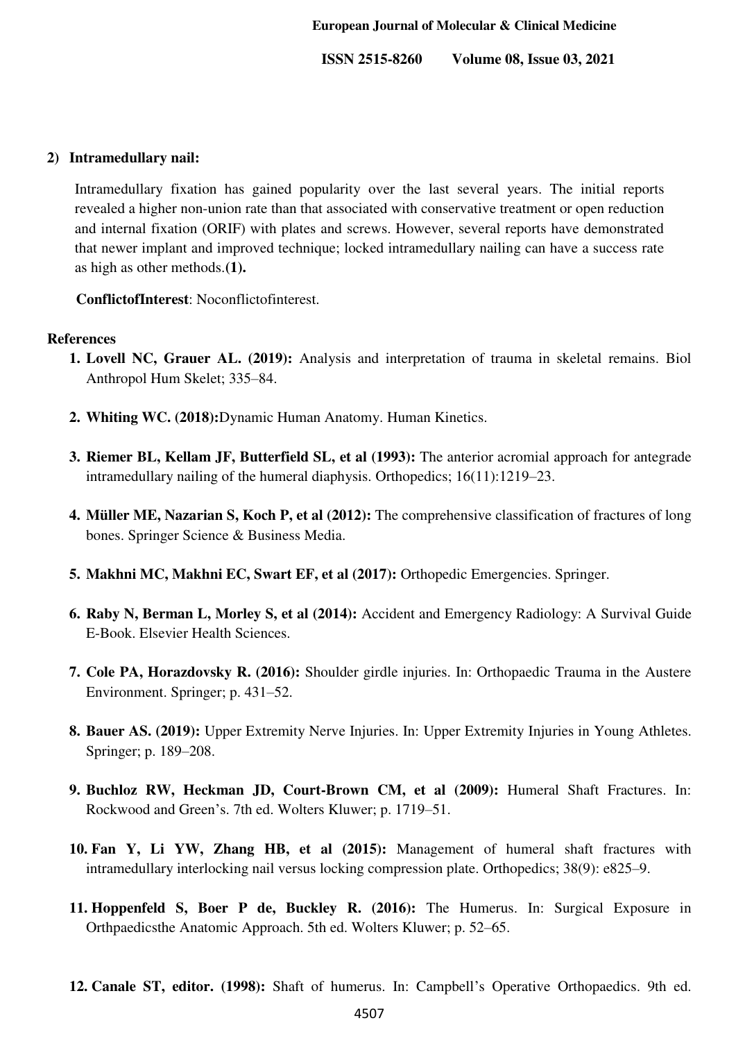### 2) Intramedullary nail:

Intramedullary fixation has gained popularity over the last several years. The initial reports revealed a higher non-union rate than that associated with conservative treatment or open reduction and internal fixation (ORIF) with plates and screws. However, several reports have demonstrated that newer implant and improved technique; locked intramedullary nailing can have a success rate as high as other methods.**(1).**

**ConflictofInterest**: Noconflictofinterest.

## References

1. **Lovell NC, Grauer AL. (2019):** Analysis and interpretation of trauma in skeletal remains. Biol Anthropol Hum Skelet; 335–84.
2. **Whiting WC. (2018):**Dynamic Human Anatomy. Human Kinetics.
3. **Riemer BL, Kellam JF, Butterfield SL, et al (1993):** The anterior acromial approach for antegrade intramedullary nailing of the humeral diaphysis. Orthopedics; 16(11):1219–23.
4. **Müller ME, Nazarian S, Koch P, et al (2012):** The comprehensive classification of fractures of long bones. Springer Science & Business Media.
5. **Makhni MC, Makhni EC, Swart EF, et al (2017):** Orthopedic Emergencies. Springer.
6. **Raby N, Berman L, Morley S, et al (2014):** Accident and Emergency Radiology: A Survival Guide E-Book. Elsevier Health Sciences.
7. **Cole PA, Horazdovsky R. (2016):** Shoulder girdle injuries. In: Orthopaedic Trauma in the Austere Environment. Springer; p. 431–52.
8. **Bauer AS. (2019):** Upper Extremity Nerve Injuries. In: Upper Extremity Injuries in Young Athletes. Springer; p. 189–208.
9. **Buchloz RW, Heckman JD, Court-Brown CM, et al (2009):** Humeral Shaft Fractures. In: Rockwood and Green's. 7th ed. Wolters Kluwer; p. 1719–51.
10. **Fan Y, Li YW, Zhang HB, et al (2015):** Management of humeral shaft fractures with intramedullary interlocking nail versus locking compression plate. Orthopedics; 38(9): e825–9.
11. **Hoppenfeld S, Boer P de, Buckley R. (2016):** The Humerus. In: Surgical Exposure in Orthpaedicsthe Anatomic Approach. 5th ed. Wolters Kluwer; p. 52–65.
12. **Canale ST, editor. (1998):** Shaft of humerus. In: Campbell's Operative Orthopaedics. 9th ed.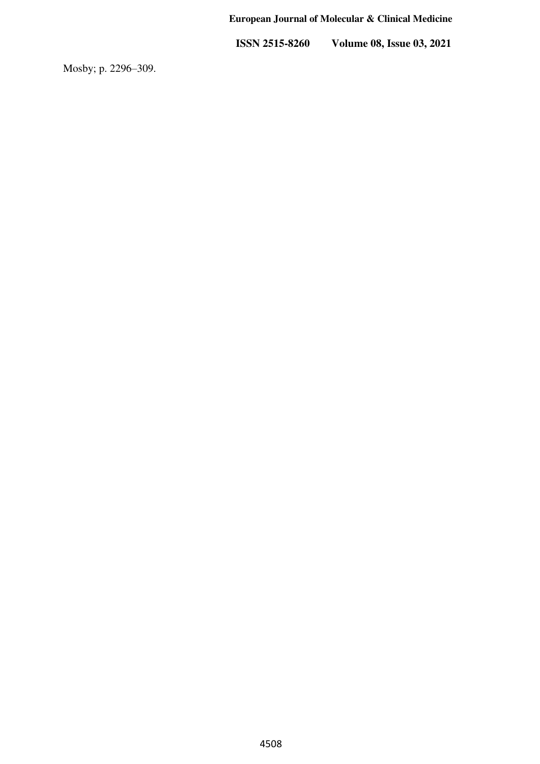Mosby; p. 2296–309.